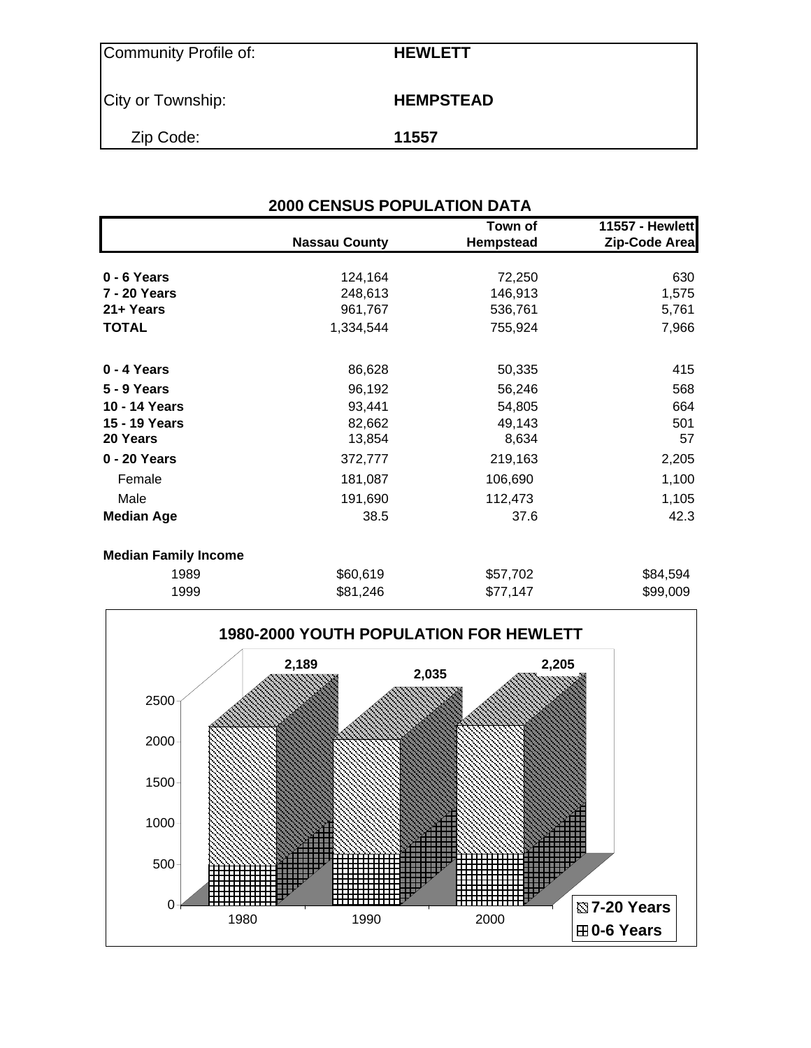| Community Profile of: | **HEWLETT** |
|---|---|
| City or Township: | **HEMPSTEAD** |
| Zip Code: | **11557** |

## 2000 CENSUS POPULATION DATA

| | Nassau County | Town of Hempstead | 11557 - Hewlett Zip-Code Area |
|---|---|---|---|
| **0 - 6 Years** | 124,164 | 72,250 | 630 |
| **7 - 20 Years** | 248,613 | 146,913 | 1,575 |
| **21+ Years** | 961,767 | 536,761 | 5,761 |
| **TOTAL** | 1,334,544 | 755,924 | 7,966 |
| | | | |
| **0 - 4 Years** | 86,628 | 50,335 | 415 |
| **5 - 9 Years** | 96,192 | 56,246 | 568 |
| **10 - 14 Years** | 93,441 | 54,805 | 664 |
| **15 - 19 Years** | 82,662 | 49,143 | 501 |
| **20 Years** | 13,854 | 8,634 | 57 |
| **0 - 20 Years** | 372,777 | 219,163 | 2,205 |
| Female | 181,087 | 106,690 | 1,100 |
| Male | 191,690 | 112,473 | 1,105 |
| **Median Age** | 38.5 | 37.6 | 42.3 |
| | | | |
| **Median Family Income** | | | |
| 1989 | $60,619 | $57,702 | $84,594 |
| 1999 | $81,246 | $77,147 | $99,009 |

### 1980-2000 YOUTH POPULATION FOR HEWLETT

| Year | Total (0-20 Years) |
|---|---|
| 1980 | 2,189 |
| 1990 | 2,035 |
| 2000 | 2,205 |

Legend: 7-20 Years; 0-6 Years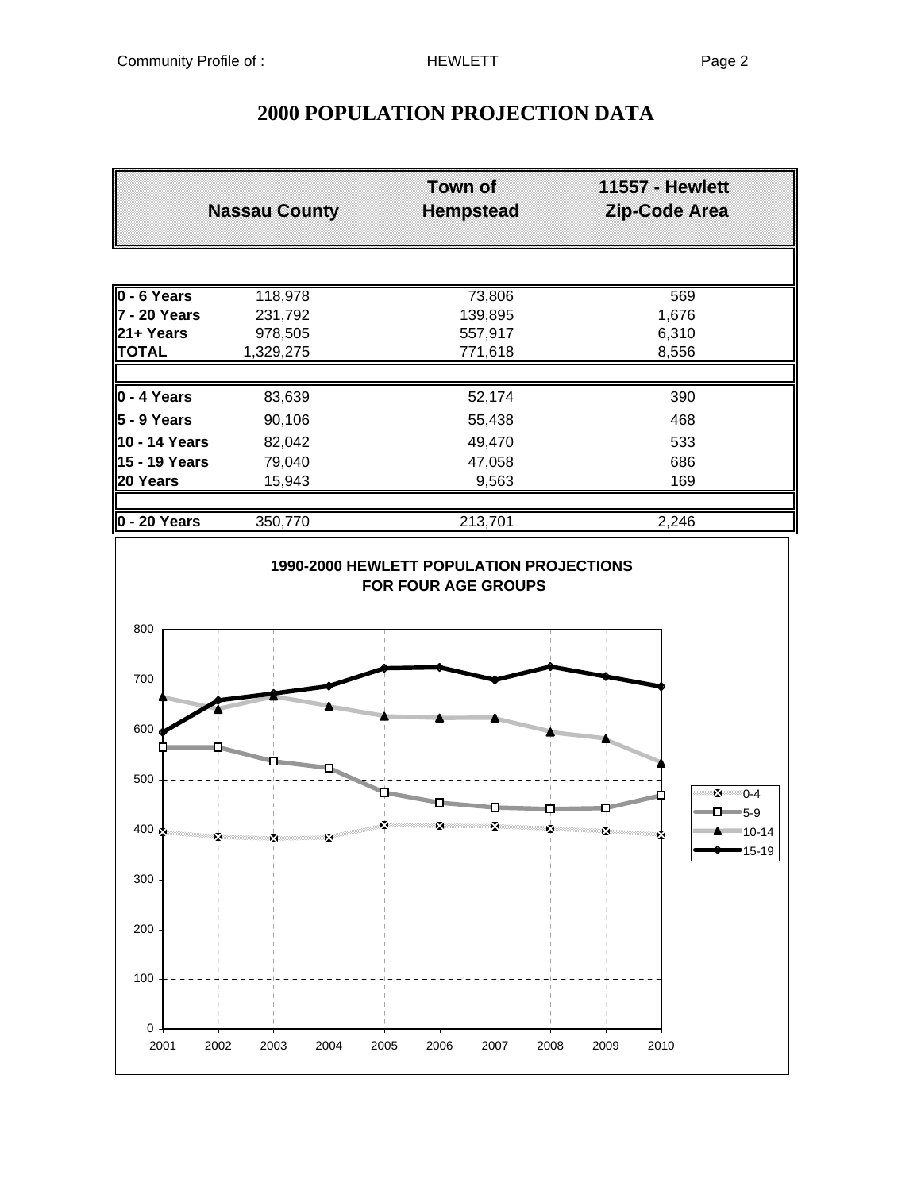# 2000 POPULATION PROJECTION DATA

| | Nassau County | Town of Hempstead | 11557 - Hewlett Zip-Code Area |
|---|---|---|---|
| **0 - 6 Years** | 118,978 | 73,806 | 569 |
| **7 - 20 Years** | 231,792 | 139,895 | 1,676 |
| **21+ Years** | 978,505 | 557,917 | 6,310 |
| **TOTAL** | 1,329,275 | 771,618 | 8,556 |
| | | | |
| **0 - 4 Years** | 83,639 | 52,174 | 390 |
| **5 - 9 Years** | 90,106 | 55,438 | 468 |
| **10 - 14 Years** | 82,042 | 49,470 | 533 |
| **15 - 19 Years** | 79,040 | 47,058 | 686 |
| **20 Years** | 15,943 | 9,563 | 169 |
| | | | |
| **0 - 20 Years** | 350,770 | 213,701 | 2,246 |

**1990-2000 HEWLETT POPULATION PROJECTIONS FOR FOUR AGE GROUPS**

Legend: 0-4, 5-9, 10-14, 15-19

Y-axis: 0, 100, 200, 300, 400, 500, 600, 700, 800

X-axis: 2001, 2002, 2003, 2004, 2005, 2006, 2007, 2008, 2009, 2010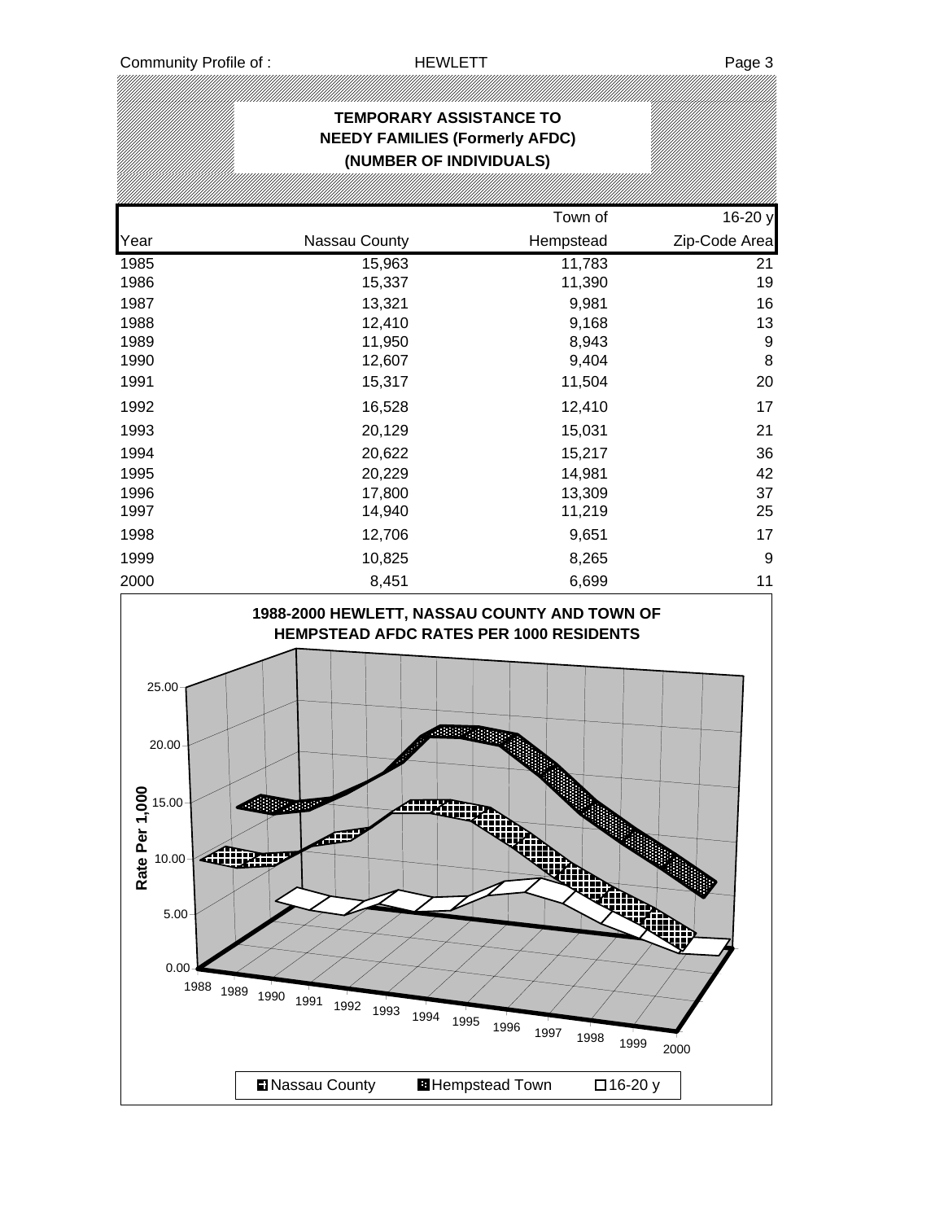## TEMPORARY ASSISTANCE TO NEEDY FAMILIES (Formerly AFDC) (NUMBER OF INDIVIDUALS)

| Year | Nassau County | Town of Hempstead | 16-20 y Zip-Code Area |
|---|---|---|---|
| 1985 | 15,963 | 11,783 | 21 |
| 1986 | 15,337 | 11,390 | 19 |
| 1987 | 13,321 | 9,981 | 16 |
| 1988 | 12,410 | 9,168 | 13 |
| 1989 | 11,950 | 8,943 | 9 |
| 1990 | 12,607 | 9,404 | 8 |
| 1991 | 15,317 | 11,504 | 20 |
| 1992 | 16,528 | 12,410 | 17 |
| 1993 | 20,129 | 15,031 | 21 |
| 1994 | 20,622 | 15,217 | 36 |
| 1995 | 20,229 | 14,981 | 42 |
| 1996 | 17,800 | 13,309 | 37 |
| 1997 | 14,940 | 11,219 | 25 |
| 1998 | 12,706 | 9,651 | 17 |
| 1999 | 10,825 | 8,265 | 9 |
| 2000 | 8,451 | 6,699 | 11 |

**1988-2000 HEWLETT, NASSAU COUNTY AND TOWN OF HEMPSTEAD AFDC RATES PER 1000 RESIDENTS**

Rate Per 1,000

Legend: Nassau County, Hempstead Town, 16-20 y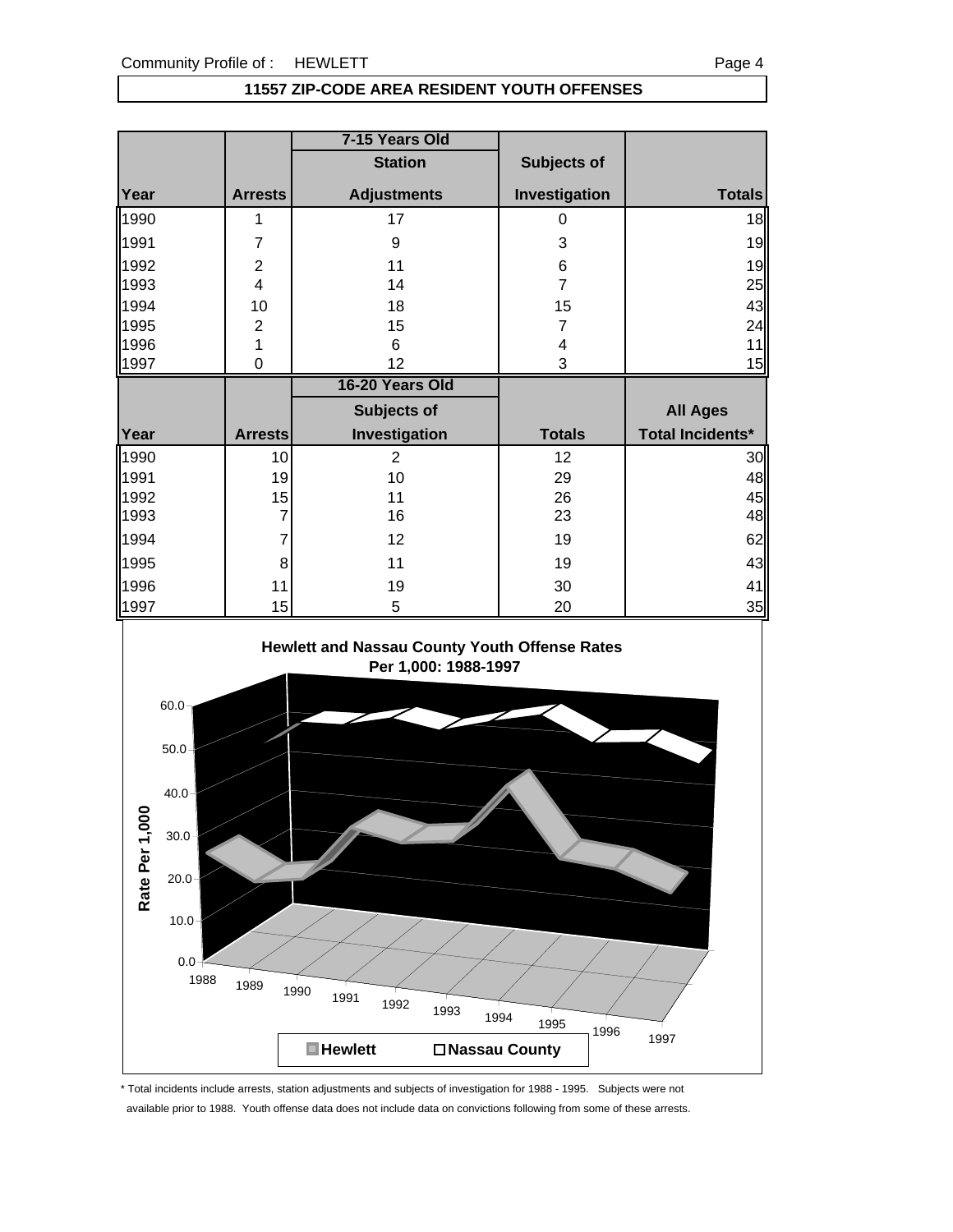## 11557 ZIP-CODE AREA RESIDENT YOUTH OFFENSES

| | 7-15 Years Old | | | |
|---|---|---|---|---|
| Year | Arrests | Station Adjustments | Subjects of Investigation | Totals |
| 1990 | 1 | 17 | 0 | 18 |
| 1991 | 7 | 9 | 3 | 19 |
| 1992 | 2 | 11 | 6 | 19 |
| 1993 | 4 | 14 | 7 | 25 |
| 1994 | 10 | 18 | 15 | 43 |
| 1995 | 2 | 15 | 7 | 24 |
| 1996 | 1 | 6 | 4 | 11 |
| 1997 | 0 | 12 | 3 | 15 |

| | 16-20 Years Old | | | |
|---|---|---|---|---|
| Year | Arrests | Subjects of Investigation | Totals | All Ages Total Incidents* |
| 1990 | 10 | 2 | 12 | 30 |
| 1991 | 19 | 10 | 29 | 48 |
| 1992 | 15 | 11 | 26 | 45 |
| 1993 | 7 | 16 | 23 | 48 |
| 1994 | 7 | 12 | 19 | 62 |
| 1995 | 8 | 11 | 19 | 43 |
| 1996 | 11 | 19 | 30 | 41 |
| 1997 | 15 | 5 | 20 | 35 |

**Hewlett and Nassau County Youth Offense Rates Per 1,000: 1988-1997**

\* Total incidents include arrests, station adjustments and subjects of investigation for 1988 - 1995. Subjects were not available prior to 1988. Youth offense data does not include data on convictions following from some of these arrests.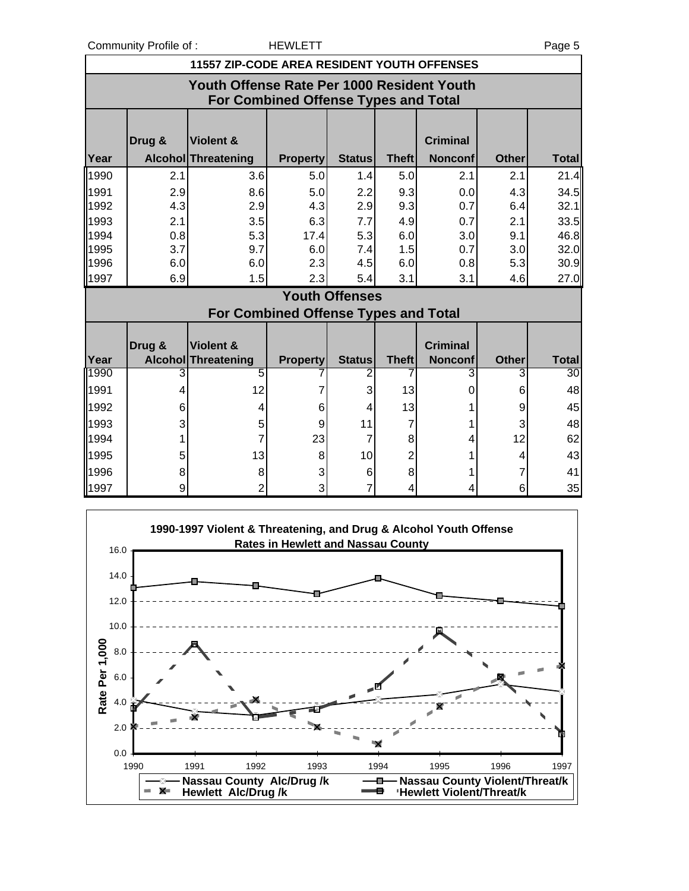## 11557 ZIP-CODE AREA RESIDENT YOUTH OFFENSES

### Youth Offense Rate Per 1000 Resident Youth For Combined Offense Types and Total

| Year | Drug & Alcohol | Violent & Threatening | Property | Status | Theft | Criminal Nonconf | Other | Total |
|---|---|---|---|---|---|---|---|---|
| 1990 | 2.1 | 3.6 | 5.0 | 1.4 | 5.0 | 2.1 | 2.1 | 21.4 |
| 1991 | 2.9 | 8.6 | 5.0 | 2.2 | 9.3 | 0.0 | 4.3 | 34.5 |
| 1992 | 4.3 | 2.9 | 4.3 | 2.9 | 9.3 | 0.7 | 6.4 | 32.1 |
| 1993 | 2.1 | 3.5 | 6.3 | 7.7 | 4.9 | 0.7 | 2.1 | 33.5 |
| 1994 | 0.8 | 5.3 | 17.4 | 5.3 | 6.0 | 3.0 | 9.1 | 46.8 |
| 1995 | 3.7 | 9.7 | 6.0 | 7.4 | 1.5 | 0.7 | 3.0 | 32.0 |
| 1996 | 6.0 | 6.0 | 2.3 | 4.5 | 6.0 | 0.8 | 5.3 | 30.9 |
| 1997 | 6.9 | 1.5 | 2.3 | 5.4 | 3.1 | 3.1 | 4.6 | 27.0 |

### Youth Offenses For Combined Offense Types and Total

| Year | Drug & Alcohol | Violent & Threatening | Property | Status | Theft | Criminal Nonconf | Other | Total |
|---|---|---|---|---|---|---|---|---|
| 1990 | 3 | 5 | 7 | 2 | 7 | 3 | 3 | 30 |
| 1991 | 4 | 12 | 7 | 3 | 13 | 0 | 6 | 48 |
| 1992 | 6 | 4 | 6 | 4 | 13 | 1 | 9 | 45 |
| 1993 | 3 | 5 | 9 | 11 | 7 | 1 | 3 | 48 |
| 1994 | 1 | 7 | 23 | 7 | 8 | 4 | 12 | 62 |
| 1995 | 5 | 13 | 8 | 10 | 2 | 1 | 4 | 43 |
| 1996 | 8 | 8 | 3 | 6 | 8 | 1 | 7 | 41 |
| 1997 | 9 | 2 | 3 | 7 | 4 | 4 | 6 | 35 |

**1990-1997 Violent & Threatening, and Drug & Alcohol Youth Offense Rates in Hewlett and Nassau County**

Legend: Nassau County Alc/Drug /k; Hewlett Alc/Drug /k; Nassau County Violent/Threat/k; Hewlett Violent/Threat/k

Y-axis: Rate Per 1,000 (0.0–16.0); X-axis: 1990–1997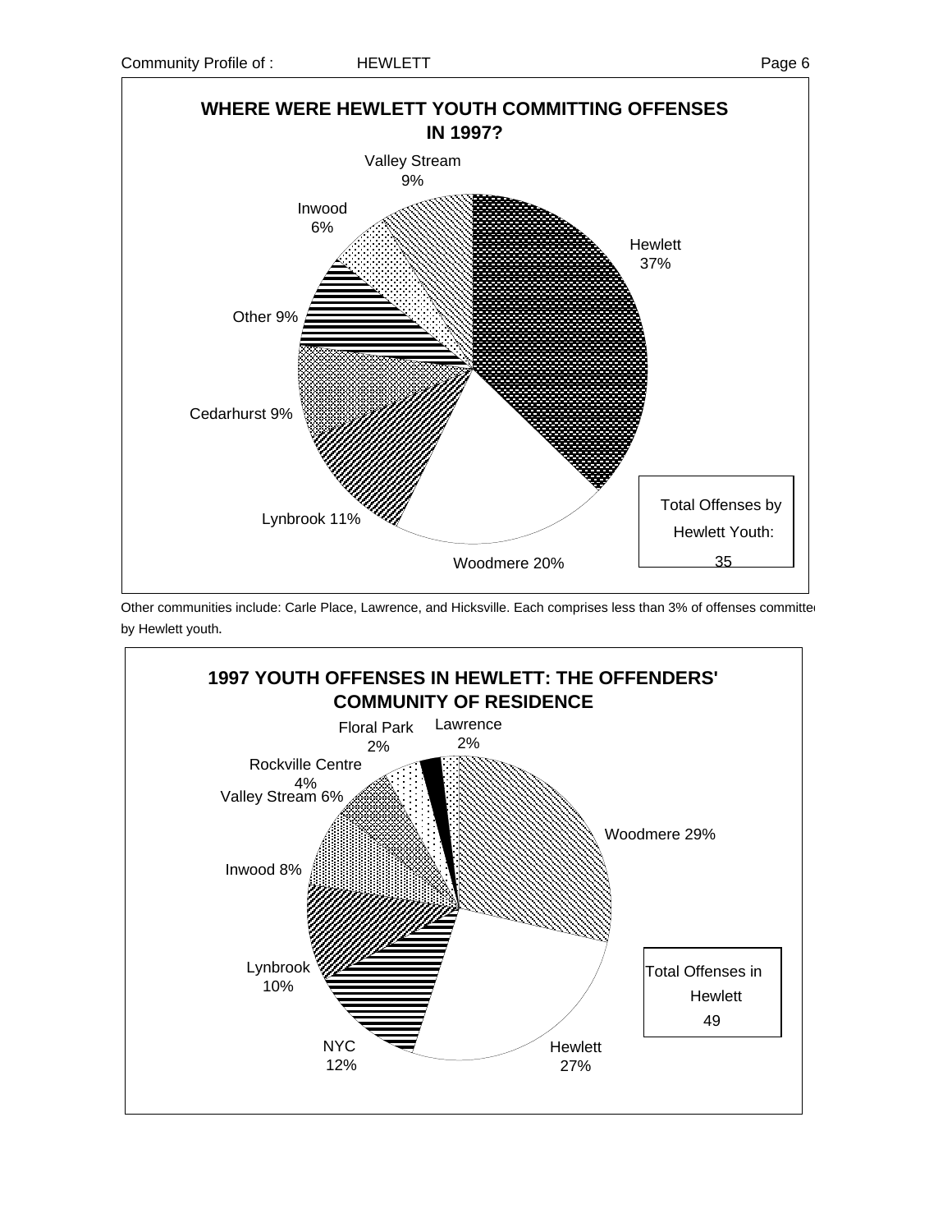## WHERE WERE HEWLETT YOUTH COMMITTING OFFENSES IN 1997?

| Community | Percent |
|---|---|
| Hewlett | 37% |
| Woodmere | 20% |
| Lynbrook | 11% |
| Cedarhurst | 9% |
| Other | 9% |
| Inwood | 6% |
| Valley Stream | 9% |

Total Offenses by Hewlett Youth: 35

Other communities include: Carle Place, Lawrence, and Hicksville. Each comprises less than 3% of offenses committed by Hewlett youth.

## 1997 YOUTH OFFENSES IN HEWLETT: THE OFFENDERS' COMMUNITY OF RESIDENCE

| Community | Percent |
|---|---|
| Woodmere | 29% |
| Hewlett | 27% |
| NYC | 12% |
| Lynbrook | 10% |
| Inwood | 8% |
| Valley Stream | 6% |
| Rockville Centre | 4% |
| Floral Park | 2% |
| Lawrence | 2% |

Total Offenses in Hewlett: 49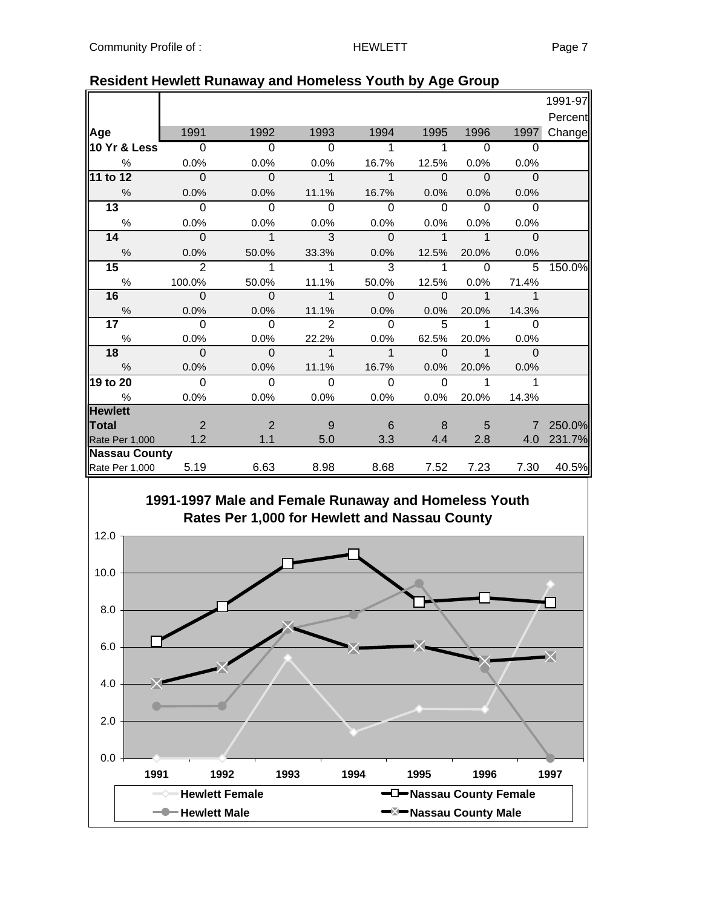## Resident Hewlett Runaway and Homeless Youth by Age Group

| Age | 1991 | 1992 | 1993 | 1994 | 1995 | 1996 | 1997 | 1991-97 Percent Change |
|---|---|---|---|---|---|---|---|---|
| **10 Yr & Less** | 0 | 0 | 0 | 1 | 1 | 0 | 0 | |
| % | 0.0% | 0.0% | 0.0% | 16.7% | 12.5% | 0.0% | 0.0% | |
| **11 to 12** | 0 | 0 | 1 | 1 | 0 | 0 | 0 | |
| % | 0.0% | 0.0% | 11.1% | 16.7% | 0.0% | 0.0% | 0.0% | |
| **13** | 0 | 0 | 0 | 0 | 0 | 0 | 0 | |
| % | 0.0% | 0.0% | 0.0% | 0.0% | 0.0% | 0.0% | 0.0% | |
| **14** | 0 | 1 | 3 | 0 | 1 | 1 | 0 | |
| % | 0.0% | 50.0% | 33.3% | 0.0% | 12.5% | 20.0% | 0.0% | |
| **15** | 2 | 1 | 1 | 3 | 1 | 0 | 5 | 150.0% |
| % | 100.0% | 50.0% | 11.1% | 50.0% | 12.5% | 0.0% | 71.4% | |
| **16** | 0 | 0 | 1 | 0 | 0 | 1 | 1 | |
| % | 0.0% | 0.0% | 11.1% | 0.0% | 0.0% | 20.0% | 14.3% | |
| **17** | 0 | 0 | 2 | 0 | 5 | 1 | 0 | |
| % | 0.0% | 0.0% | 22.2% | 0.0% | 62.5% | 20.0% | 0.0% | |
| **18** | 0 | 0 | 1 | 1 | 0 | 1 | 0 | |
| % | 0.0% | 0.0% | 11.1% | 16.7% | 0.0% | 20.0% | 0.0% | |
| **19 to 20** | 0 | 0 | 0 | 0 | 0 | 1 | 1 | |
| % | 0.0% | 0.0% | 0.0% | 0.0% | 0.0% | 20.0% | 14.3% | |
| **Hewlett Total** | 2 | 2 | 9 | 6 | 8 | 5 | 7 | 250.0% |
| Rate Per 1,000 | 1.2 | 1.1 | 5.0 | 3.3 | 4.4 | 2.8 | 4.0 | 231.7% |
| **Nassau County** | | | | | | | | |
| Rate Per 1,000 | 5.19 | 6.63 | 8.98 | 8.68 | 7.52 | 7.23 | 7.30 | 40.5% |

### 1991-1997 Male and Female Runaway and Homeless Youth Rates Per 1,000 for Hewlett and Nassau County

Legend: Hewlett Female; Hewlett Male; Nassau County Female; Nassau County Male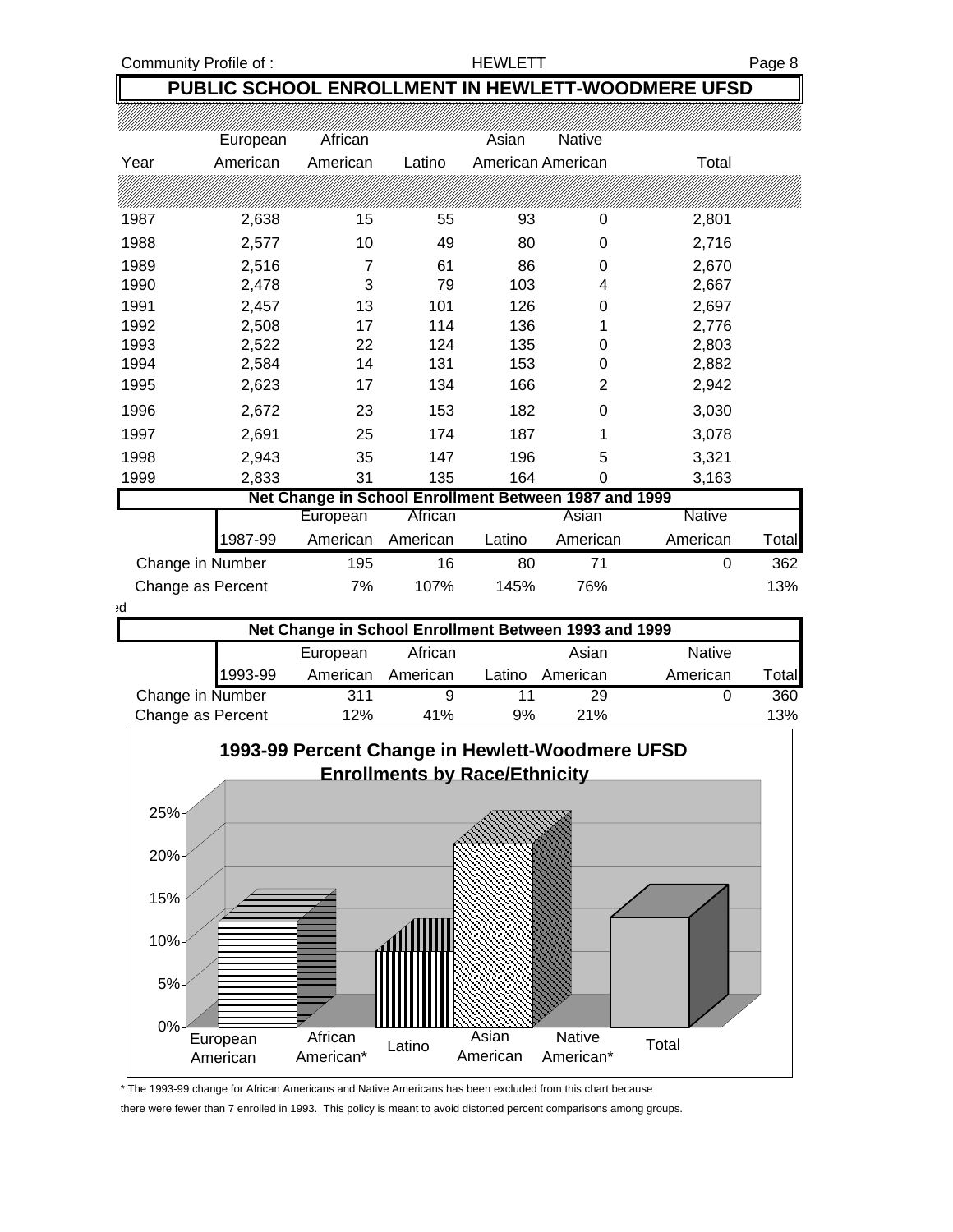## PUBLIC SCHOOL ENROLLMENT IN HEWLETT-WOODMERE UFSD

| Year | European American | African American | Latino | Asian American | Native American | Total |
|---|---|---|---|---|---|---|
| 1987 | 2,638 | 15 | 55 | 93 | 0 | 2,801 |
| 1988 | 2,577 | 10 | 49 | 80 | 0 | 2,716 |
| 1989 | 2,516 | 7 | 61 | 86 | 0 | 2,670 |
| 1990 | 2,478 | 3 | 79 | 103 | 4 | 2,667 |
| 1991 | 2,457 | 13 | 101 | 126 | 0 | 2,697 |
| 1992 | 2,508 | 17 | 114 | 136 | 1 | 2,776 |
| 1993 | 2,522 | 22 | 124 | 135 | 0 | 2,803 |
| 1994 | 2,584 | 14 | 131 | 153 | 0 | 2,882 |
| 1995 | 2,623 | 17 | 134 | 166 | 2 | 2,942 |
| 1996 | 2,672 | 23 | 153 | 182 | 0 | 3,030 |
| 1997 | 2,691 | 25 | 174 | 187 | 1 | 3,078 |
| 1998 | 2,943 | 35 | 147 | 196 | 5 | 3,321 |
| 1999 | 2,833 | 31 | 135 | 164 | 0 | 3,163 |

### Net Change in School Enrollment Between 1987 and 1999

| 1987-99 | European American | African American | Latino | Asian American | Native American | Total |
|---|---|---|---|---|---|---|
| Change in Number | 195 | 16 | 80 | 71 | 0 | 362 |
| Change as Percent | 7% | 107% | 145% | 76% | | 13% |

### Net Change in School Enrollment Between 1993 and 1999

| 1993-99 | European American | African American | Latino | Asian American | Native American | Total |
|---|---|---|---|---|---|---|
| Change in Number | 311 | 9 | 11 | 29 | 0 | 360 |
| Change as Percent | 12% | 41% | 9% | 21% | | 13% |

**1993-99 Percent Change in Hewlett-Woodmere UFSD Enrollments by Race/Ethnicity**

European American, African American*, Latino, Asian American, Native American*, Total

\* The 1993-99 change for African Americans and Native Americans has been excluded from this chart because there were fewer than 7 enrolled in 1993. This policy is meant to avoid distorted percent comparisons among groups.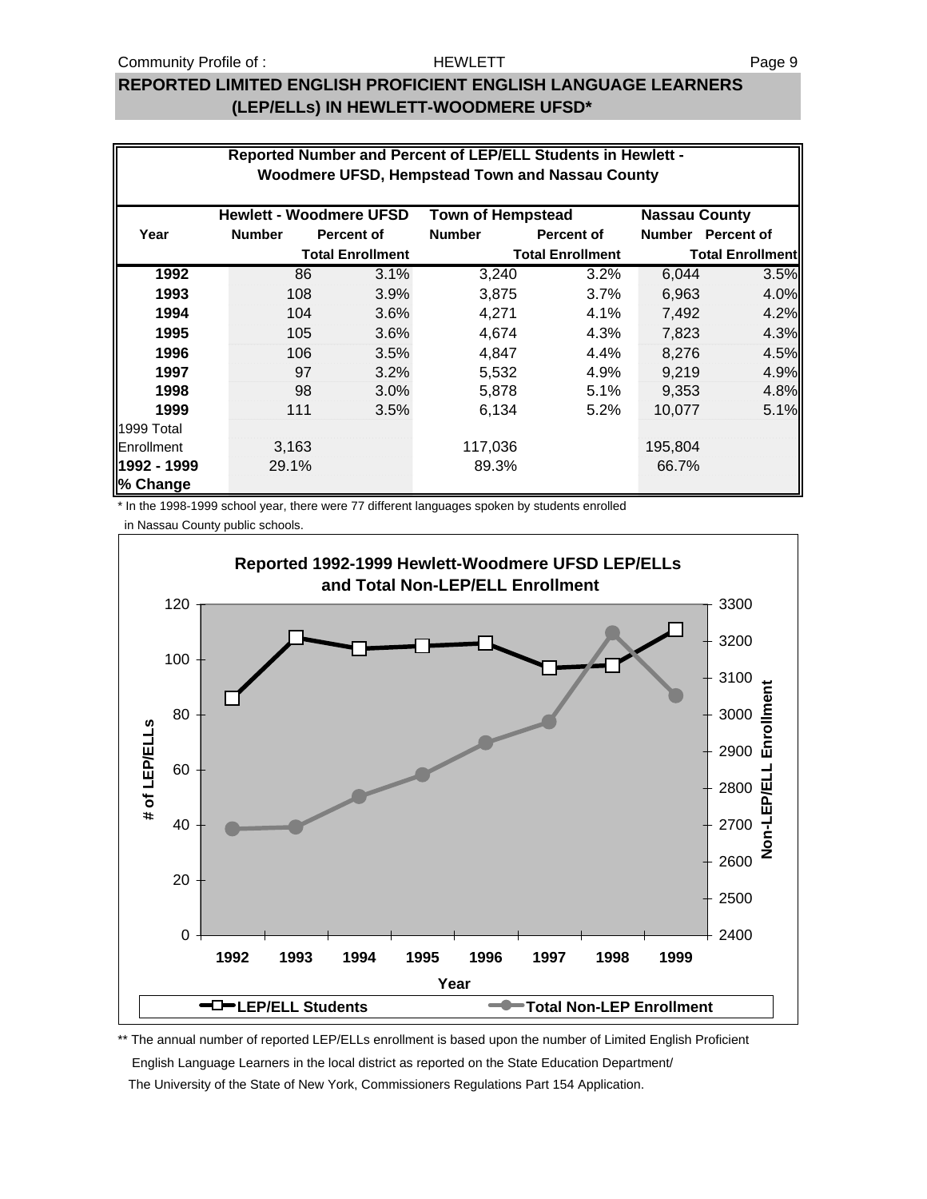# REPORTED LIMITED ENGLISH PROFICIENT ENGLISH LANGUAGE LEARNERS (LEP/ELLs) IN HEWLETT-WOODMERE UFSD*

**Reported Number and Percent of LEP/ELL Students in Hewlett - Woodmere UFSD, Hempstead Town and Nassau County**

| Year | Hewlett - Woodmere UFSD | | Town of Hempstead | | Nassau County | |
|---|---|---|---|---|---|---|
| | Number | Percent of Total Enrollment | Number | Percent of Total Enrollment | Number | Percent of Total Enrollment |
| **1992** | 86 | 3.1% | 3,240 | 3.2% | 6,044 | 3.5% |
| **1993** | 108 | 3.9% | 3,875 | 3.7% | 6,963 | 4.0% |
| **1994** | 104 | 3.6% | 4,271 | 4.1% | 7,492 | 4.2% |
| **1995** | 105 | 3.6% | 4,674 | 4.3% | 7,823 | 4.3% |
| **1996** | 106 | 3.5% | 4,847 | 4.4% | 8,276 | 4.5% |
| **1997** | 97 | 3.2% | 5,532 | 4.9% | 9,219 | 4.9% |
| **1998** | 98 | 3.0% | 5,878 | 5.1% | 9,353 | 4.8% |
| **1999** | 111 | 3.5% | 6,134 | 5.2% | 10,077 | 5.1% |
| 1999 Total Enrollment | 3,163 | | 117,036 | | 195,804 | |
| **1992 - 1999 % Change** | 29.1% | | 89.3% | | 66.7% | |

\* In the 1998-1999 school year, there were 77 different languages spoken by students enrolled in Nassau County public schools.

**Reported 1992-1999 Hewlett-Woodmere UFSD LEP/ELLs and Total Non-LEP/ELL Enrollment**

\*\* The annual number of reported LEP/ELLs enrollment is based upon the number of Limited English Proficient English Language Learners in the local district as reported on the State Education Department/ The University of the State of New York, Commissioners Regulations Part 154 Application.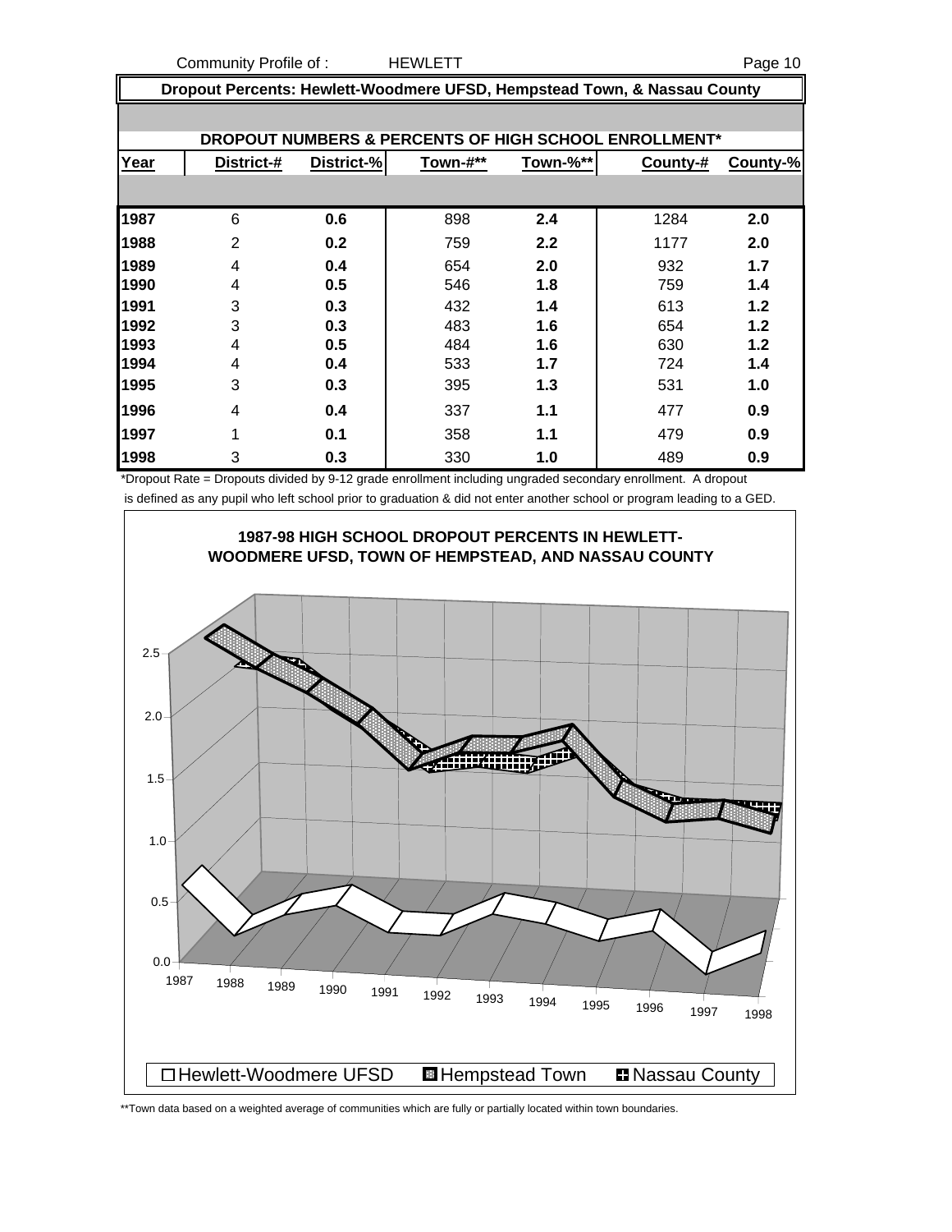## Dropout Percents: Hewlett-Woodmere UFSD, Hempstead Town, & Nassau County

### DROPOUT NUMBERS & PERCENTS OF HIGH SCHOOL ENROLLMENT*

| Year | District-# | District-% | Town-#** | Town-%** | County-# | County-% |
|---|---|---|---|---|---|---|
| 1987 | 6 | 0.6 | 898 | 2.4 | 1284 | 2.0 |
| 1988 | 2 | 0.2 | 759 | 2.2 | 1177 | 2.0 |
| 1989 | 4 | 0.4 | 654 | 2.0 | 932 | 1.7 |
| 1990 | 4 | 0.5 | 546 | 1.8 | 759 | 1.4 |
| 1991 | 3 | 0.3 | 432 | 1.4 | 613 | 1.2 |
| 1992 | 3 | 0.3 | 483 | 1.6 | 654 | 1.2 |
| 1993 | 4 | 0.5 | 484 | 1.6 | 630 | 1.2 |
| 1994 | 4 | 0.4 | 533 | 1.7 | 724 | 1.4 |
| 1995 | 3 | 0.3 | 395 | 1.3 | 531 | 1.0 |
| 1996 | 4 | 0.4 | 337 | 1.1 | 477 | 0.9 |
| 1997 | 1 | 0.1 | 358 | 1.1 | 479 | 0.9 |
| 1998 | 3 | 0.3 | 330 | 1.0 | 489 | 0.9 |

*Dropout Rate = Dropouts divided by 9-12 grade enrollment including ungraded secondary enrollment. A dropout is defined as any pupil who left school prior to graduation & did not enter another school or program leading to a GED.

**1987-98 HIGH SCHOOL DROPOUT PERCENTS IN HEWLETT-WOODMERE UFSD, TOWN OF HEMPSTEAD, AND NASSAU COUNTY**

Hewlett-Woodmere UFSD | Hempstead Town | Nassau County

**Town data based on a weighted average of communities which are fully or partially located within town boundaries.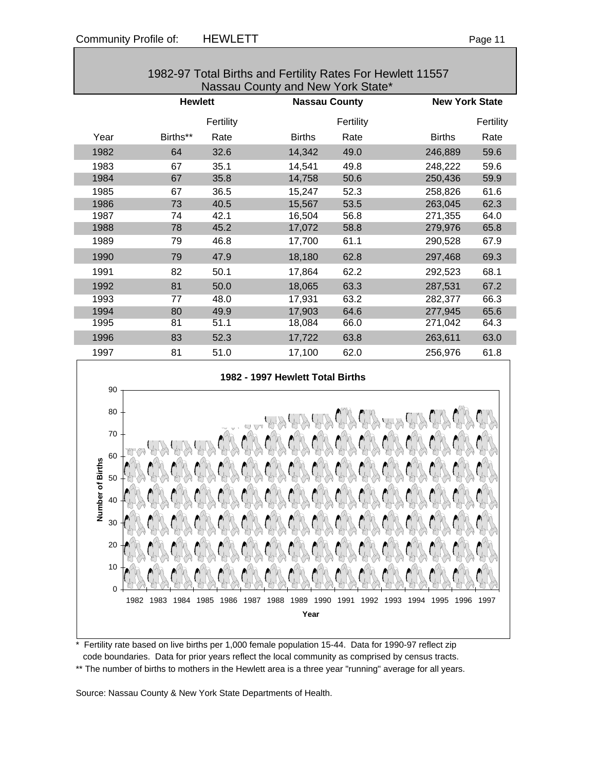## 1982-97 Total Births and Fertility Rates For Hewlett 11557 Nassau County and New York State*

| | Hewlett | | Nassau County | | New York State | |
|---|---|---|---|---|---|---|
| Year | Births** | Fertility Rate | Births | Fertility Rate | Births | Fertility Rate |
| 1982 | 64 | 32.6 | 14,342 | 49.0 | 246,889 | 59.6 |
| 1983 | 67 | 35.1 | 14,541 | 49.8 | 248,222 | 59.6 |
| 1984 | 67 | 35.8 | 14,758 | 50.6 | 250,436 | 59.9 |
| 1985 | 67 | 36.5 | 15,247 | 52.3 | 258,826 | 61.6 |
| 1986 | 73 | 40.5 | 15,567 | 53.5 | 263,045 | 62.3 |
| 1987 | 74 | 42.1 | 16,504 | 56.8 | 271,355 | 64.0 |
| 1988 | 78 | 45.2 | 17,072 | 58.8 | 279,976 | 65.8 |
| 1989 | 79 | 46.8 | 17,700 | 61.1 | 290,528 | 67.9 |
| 1990 | 79 | 47.9 | 18,180 | 62.8 | 297,468 | 69.3 |
| 1991 | 82 | 50.1 | 17,864 | 62.2 | 292,523 | 68.1 |
| 1992 | 81 | 50.0 | 18,065 | 63.3 | 287,531 | 67.2 |
| 1993 | 77 | 48.0 | 17,931 | 63.2 | 282,377 | 66.3 |
| 1994 | 80 | 49.9 | 17,903 | 64.6 | 277,945 | 65.6 |
| 1995 | 81 | 51.1 | 18,084 | 66.0 | 271,042 | 64.3 |
| 1996 | 83 | 52.3 | 17,722 | 63.8 | 263,611 | 63.0 |
| 1997 | 81 | 51.0 | 17,100 | 62.0 | 256,976 | 61.8 |

**1982 - 1997 Hewlett Total Births**

Number of Births (y-axis, 0–90) by Year (x-axis, 1982–1997)

\* Fertility rate based on live births per 1,000 female population 15-44. Data for 1990-97 reflect zip code boundaries. Data for prior years reflect the local community as comprised by census tracts.

** The number of births to mothers in the Hewlett area is a three year "running" average for all years.

Source: Nassau County & New York State Departments of Health.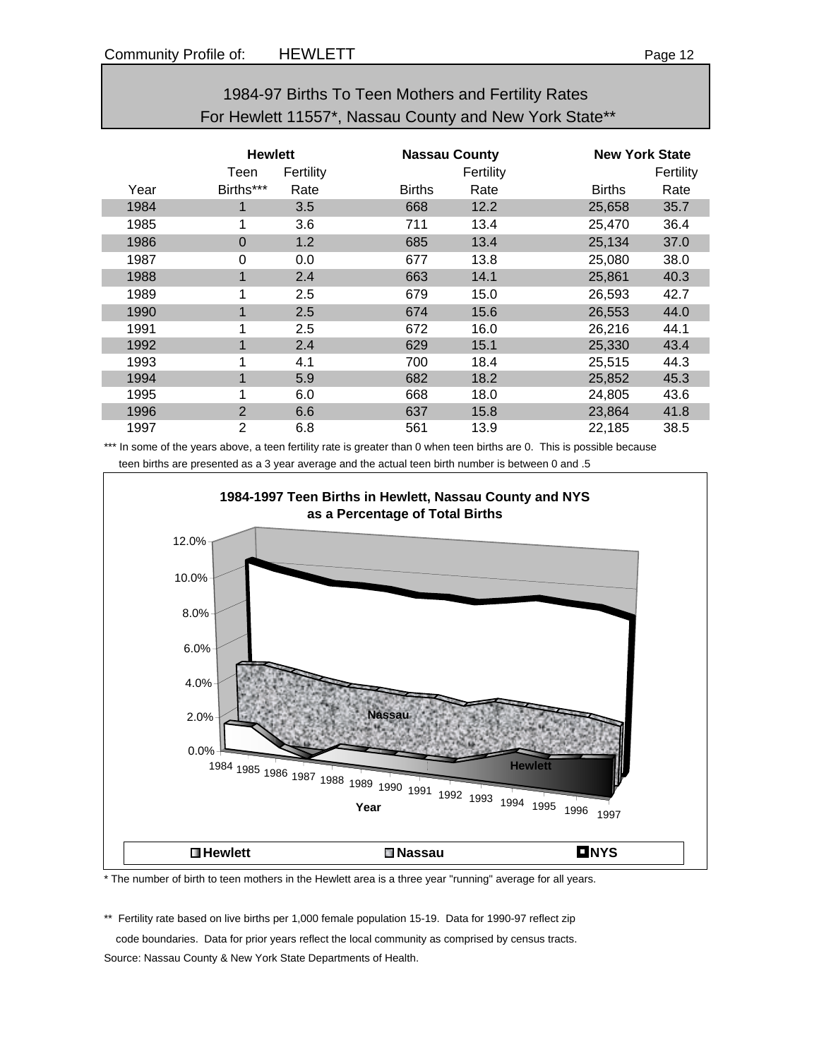## 1984-97 Births To Teen Mothers and Fertility Rates For Hewlett 11557*, Nassau County and New York State**

| | Hewlett | | Nassau County | | New York State | |
|---|---|---|---|---|---|---|
| | Teen | Fertility | | Fertility | | Fertility |
| Year | Births*** | Rate | Births | Rate | Births | Rate |
| 1984 | 1 | 3.5 | 668 | 12.2 | 25,658 | 35.7 |
| 1985 | 1 | 3.6 | 711 | 13.4 | 25,470 | 36.4 |
| 1986 | 0 | 1.2 | 685 | 13.4 | 25,134 | 37.0 |
| 1987 | 0 | 0.0 | 677 | 13.8 | 25,080 | 38.0 |
| 1988 | 1 | 2.4 | 663 | 14.1 | 25,861 | 40.3 |
| 1989 | 1 | 2.5 | 679 | 15.0 | 26,593 | 42.7 |
| 1990 | 1 | 2.5 | 674 | 15.6 | 26,553 | 44.0 |
| 1991 | 1 | 2.5 | 672 | 16.0 | 26,216 | 44.1 |
| 1992 | 1 | 2.4 | 629 | 15.1 | 25,330 | 43.4 |
| 1993 | 1 | 4.1 | 700 | 18.4 | 25,515 | 44.3 |
| 1994 | 1 | 5.9 | 682 | 18.2 | 25,852 | 45.3 |
| 1995 | 1 | 6.0 | 668 | 18.0 | 24,805 | 43.6 |
| 1996 | 2 | 6.6 | 637 | 15.8 | 23,864 | 41.8 |
| 1997 | 2 | 6.8 | 561 | 13.9 | 22,185 | 38.5 |

*** In some of the years above, a teen fertility rate is greater than 0 when teen births are 0. This is possible because teen births are presented as a 3 year average and the actual teen birth number is between 0 and .5

**1984-1997 Teen Births in Hewlett, Nassau County and NYS as a Percentage of Total Births**

* The number of birth to teen mothers in the Hewlett area is a three year "running" average for all years.

** Fertility rate based on live births per 1,000 female population 15-19. Data for 1990-97 reflect zip code boundaries. Data for prior years reflect the local community as comprised by census tracts.

Source: Nassau County & New York State Departments of Health.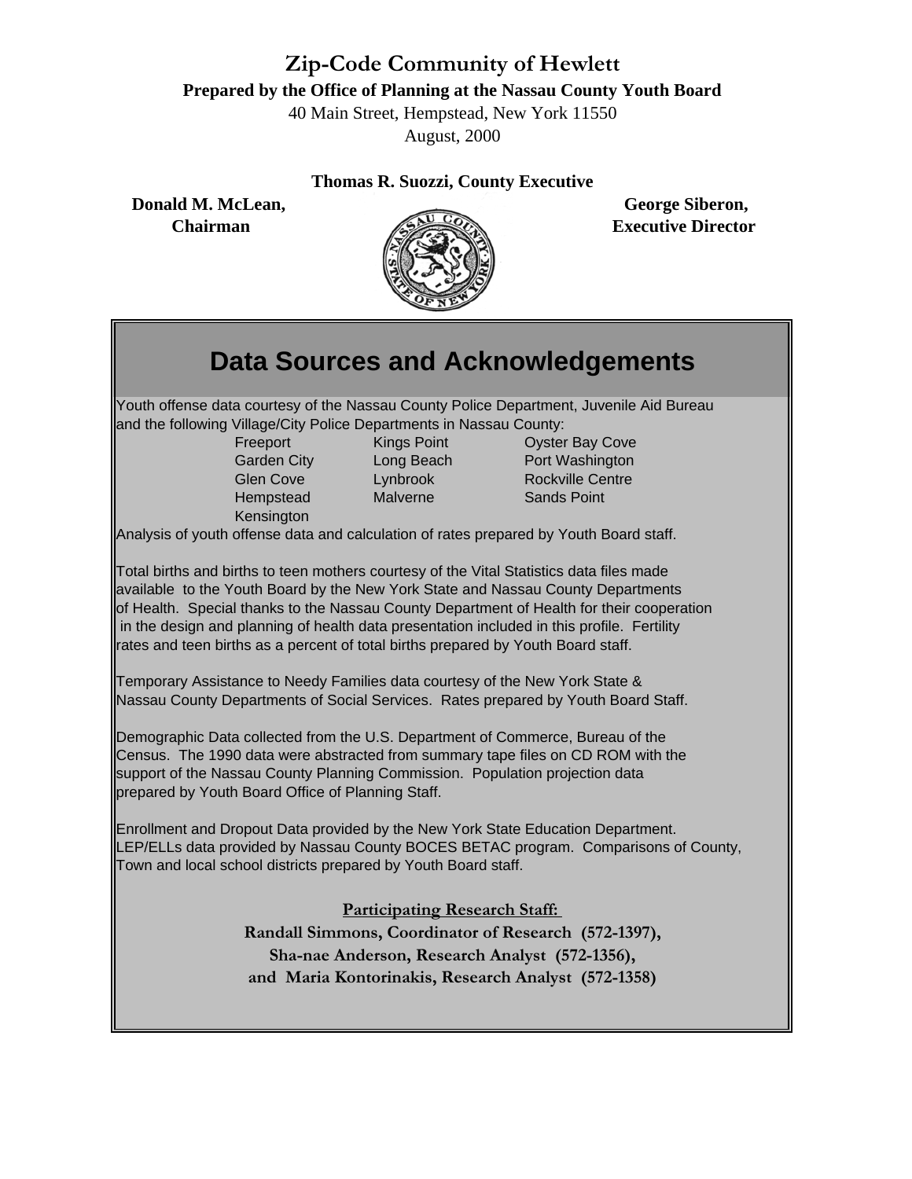# Zip-Code Community of Hewlett

**Prepared by the Office of Planning at the Nassau County Youth Board**

40 Main Street, Hempstead, New York 11550

August, 2000

**Thomas R. Suozzi, County Executive**

**Donald M. McLean, Chairman**

**George Siberon, Executive Director**

## Data Sources and Acknowledgements

Youth offense data courtesy of the Nassau County Police Department, Juvenile Aid Bureau and the following Village/City Police Departments in Nassau County:

| | | |
|---|---|---|
| Freeport | Kings Point | Oyster Bay Cove |
| Garden City | Long Beach | Port Washington |
| Glen Cove | Lynbrook | Rockville Centre |
| Hempstead | Malverne | Sands Point |
| Kensington | | |

Analysis of youth offense data and calculation of rates prepared by Youth Board staff.

Total births and births to teen mothers courtesy of the Vital Statistics data files made available to the Youth Board by the New York State and Nassau County Departments of Health. Special thanks to the Nassau County Department of Health for their cooperation in the design and planning of health data presentation included in this profile. Fertility rates and teen births as a percent of total births prepared by Youth Board staff.

Temporary Assistance to Needy Families data courtesy of the New York State & Nassau County Departments of Social Services. Rates prepared by Youth Board Staff.

Demographic Data collected from the U.S. Department of Commerce, Bureau of the Census. The 1990 data were abstracted from summary tape files on CD ROM with the support of the Nassau County Planning Commission. Population projection data prepared by Youth Board Office of Planning Staff.

Enrollment and Dropout Data provided by the New York State Education Department. LEP/ELLs data provided by Nassau County BOCES BETAC program. Comparisons of County, Town and local school districts prepared by Youth Board staff.

**Participating Research Staff:**

**Randall Simmons, Coordinator of Research (572-1397),**
**Sha-nae Anderson, Research Analyst (572-1356),**
**and Maria Kontorinakis, Research Analyst (572-1358)**